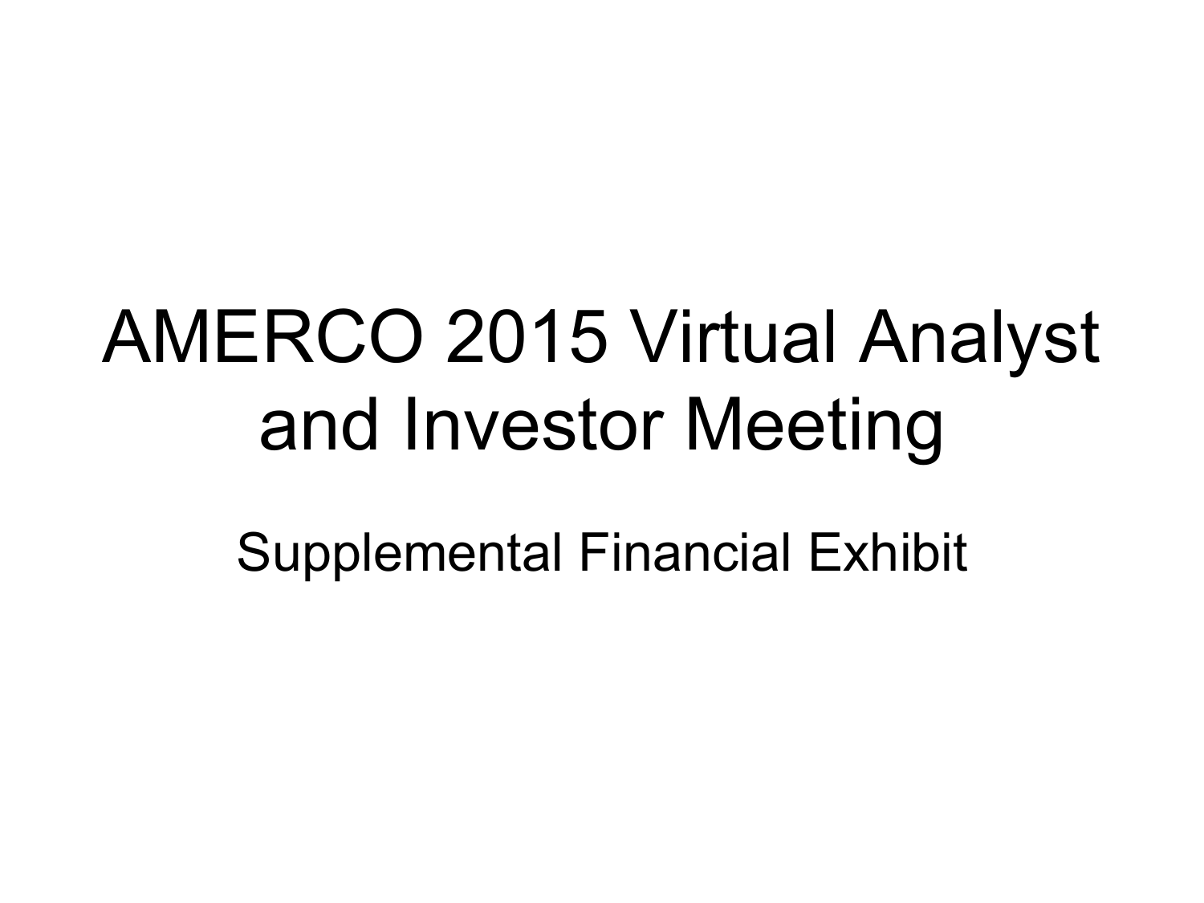# AMERCO 2015 Virtual Analyst and Investor Meeting

Supplemental Financial Exhibit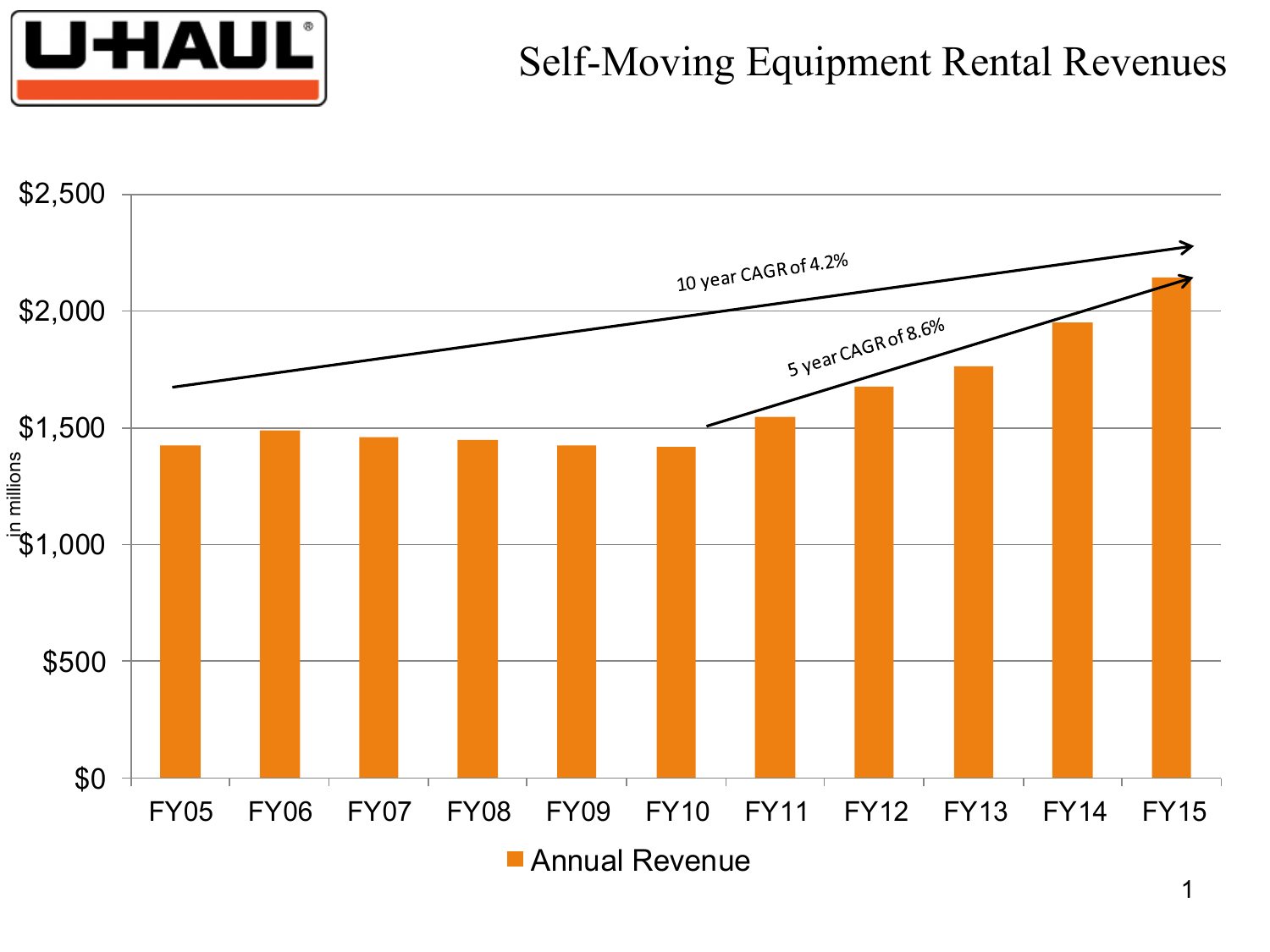# Self-Moving Equipment Rental Revenues

10 year CAGR of 4.2%

5 year CAGR of 8.6%

in millions

| | FY05 | FY06 | FY07 | FY08 | FY09 | FY10 | FY11 | FY12 | FY13 | FY14 | FY15 |
|---|---|---|---|---|---|---|---|---|---|---|---|
| Annual Revenue | | | | | | | | | | | |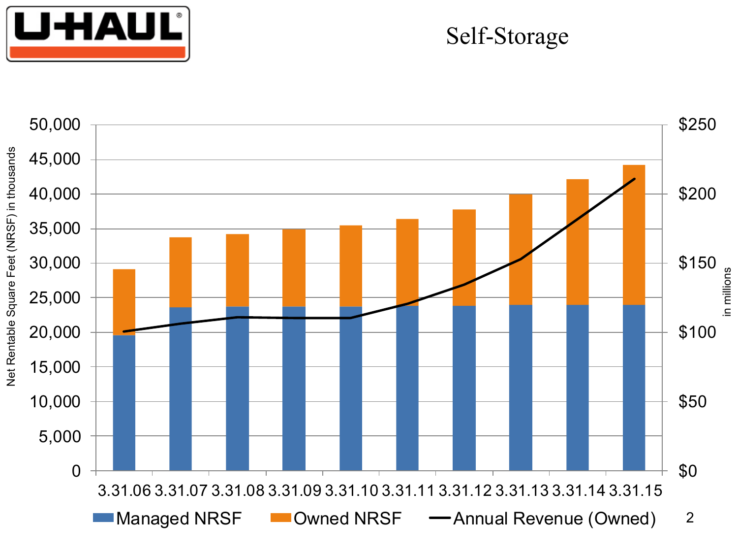# Self-Storage

Net Rentable Square Feet (NRSF) in thousands (left axis: 0 to 50,000); Annual Revenue in millions (right axis: $0 to $250)

Periods: 3.31.06, 3.31.07, 3.31.08, 3.31.09, 3.31.10, 3.31.11, 3.31.12, 3.31.13, 3.31.14, 3.31.15

Legend: Managed NRSF | Owned NRSF | Annual Revenue (Owned)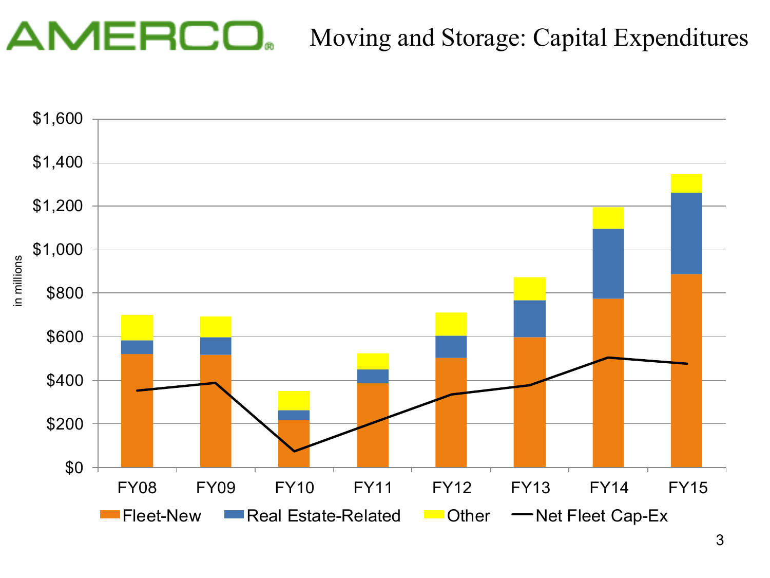# Moving and Storage: Capital Expenditures

in millions

$1,600
$1,400
$1,200
$1,000
$800
$600
$400
$200
$0

FY08 FY09 FY10 FY11 FY12 FY13 FY14 FY15

Fleet-New | Real Estate-Related | Other | Net Fleet Cap-Ex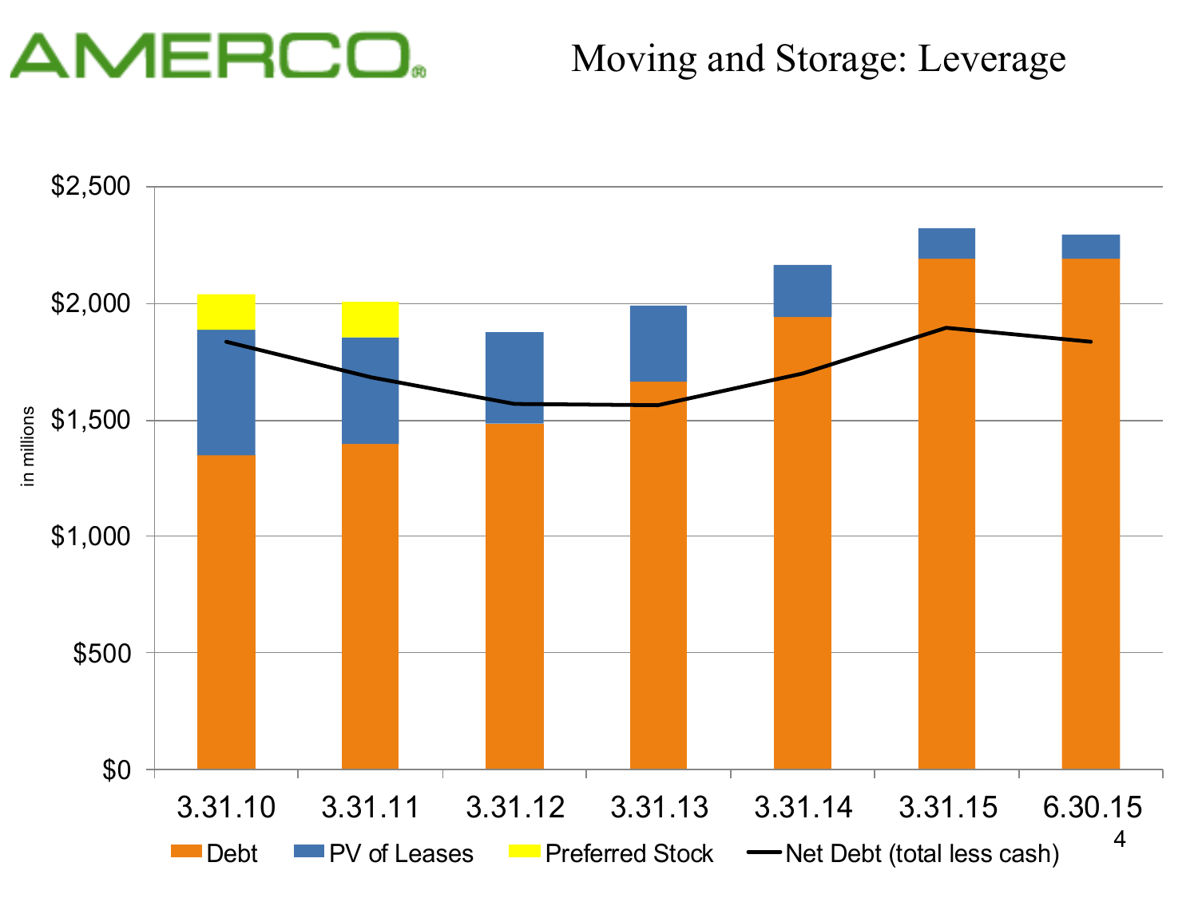# Moving and Storage: Leverage

in millions

$2,500
$2,000
$1,500
$1,000
$500
$0

3.31.10 | 3.31.11 | 3.31.12 | 3.31.13 | 3.31.14 | 3.31.15 | 6.30.15

Debt | PV of Leases | Preferred Stock | Net Debt (total less cash)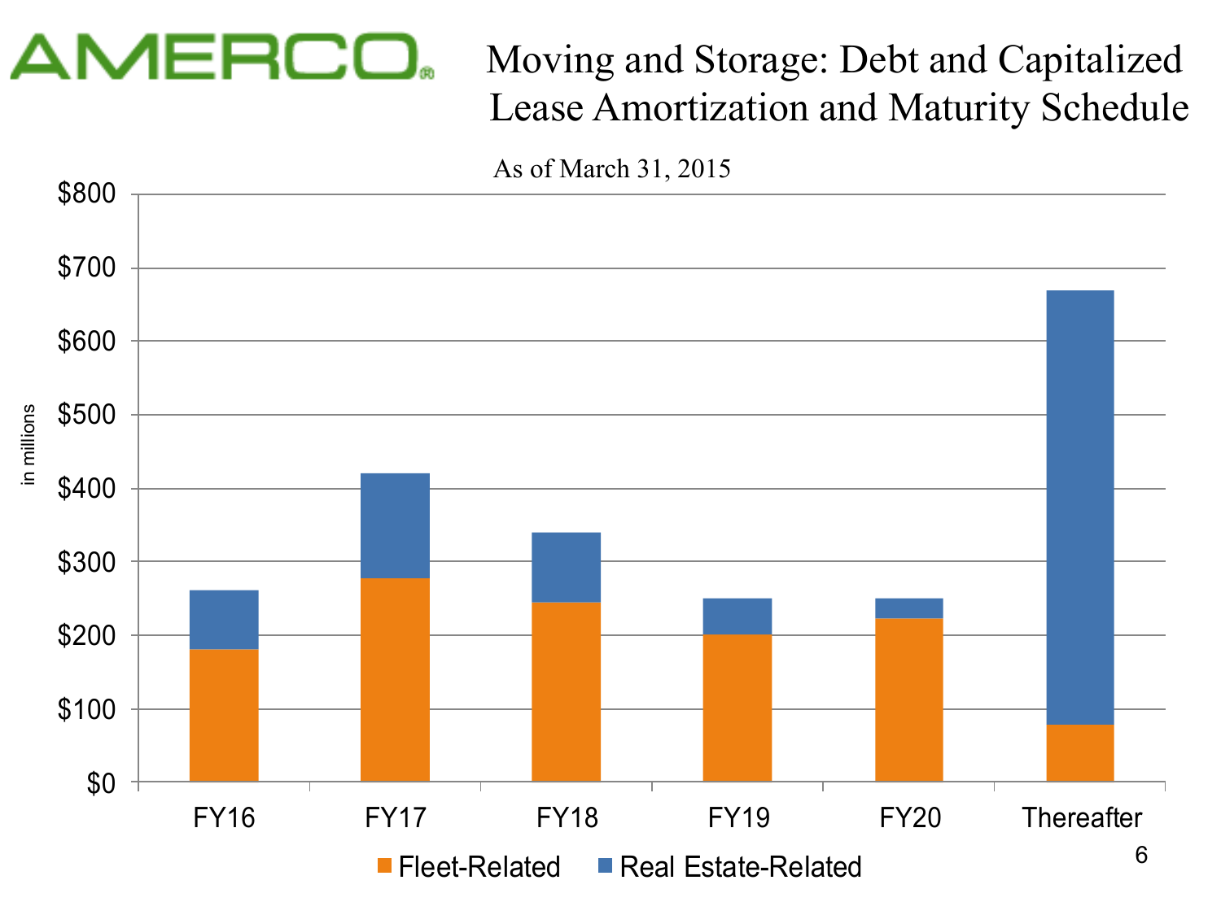# AMERCO

## Moving and Storage: Debt and Capitalized Lease Amortization and Maturity Schedule

As of March 31, 2015

in millions

| | FY16 | FY17 | FY18 | FY19 | FY20 | Thereafter |
|---|---|---|---|---|---|---|
| Fleet-Related | ~$180 | ~$278 | ~$245 | ~$200 | ~$222 | ~$78 |
| Real Estate-Related | ~$81 | ~$142 | ~$95 | ~$50 | ~$28 | ~$592 |
| Total | ~$261 | ~$420 | ~$340 | ~$250 | ~$250 | ~$670 |

Fleet-Related | Real Estate-Related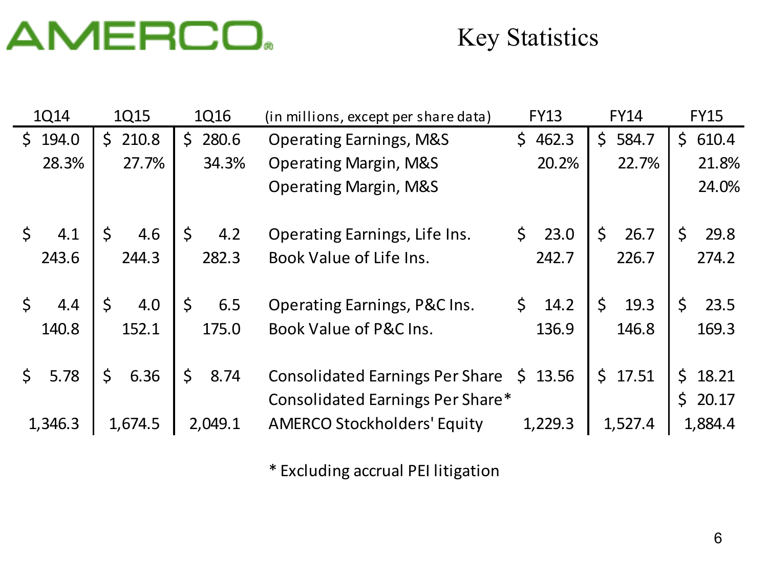# AMERCO

## Key Statistics

| 1Q14 | 1Q15 | 1Q16 | (in millions, except per share data) | FY13 | FY14 | FY15 |
|---|---|---|---|---|---|---|
| $ 194.0 | $ 210.8 | $ 280.6 | Operating Earnings, M&S | $ 462.3 | $ 584.7 | $ 610.4 |
| 28.3% | 27.7% | 34.3% | Operating Margin, M&S | 20.2% | 22.7% | 21.8% |
| | | | Operating Margin, M&S | | | 24.0% |
| $ 4.1 | $ 4.6 | $ 4.2 | Operating Earnings, Life Ins. | $ 23.0 | $ 26.7 | $ 29.8 |
| 243.6 | 244.3 | 282.3 | Book Value of Life Ins. | 242.7 | 226.7 | 274.2 |
| $ 4.4 | $ 4.0 | $ 6.5 | Operating Earnings, P&C Ins. | $ 14.2 | $ 19.3 | $ 23.5 |
| 140.8 | 152.1 | 175.0 | Book Value of P&C Ins. | 136.9 | 146.8 | 169.3 |
| $ 5.78 | $ 6.36 | $ 8.74 | Consolidated Earnings Per Share | $ 13.56 | $ 17.51 | $ 18.21 |
| | | | Consolidated Earnings Per Share* | | | $ 20.17 |
| 1,346.3 | 1,674.5 | 2,049.1 | AMERCO Stockholders' Equity | 1,229.3 | 1,527.4 | 1,884.4 |

* Excluding accrual PEI litigation